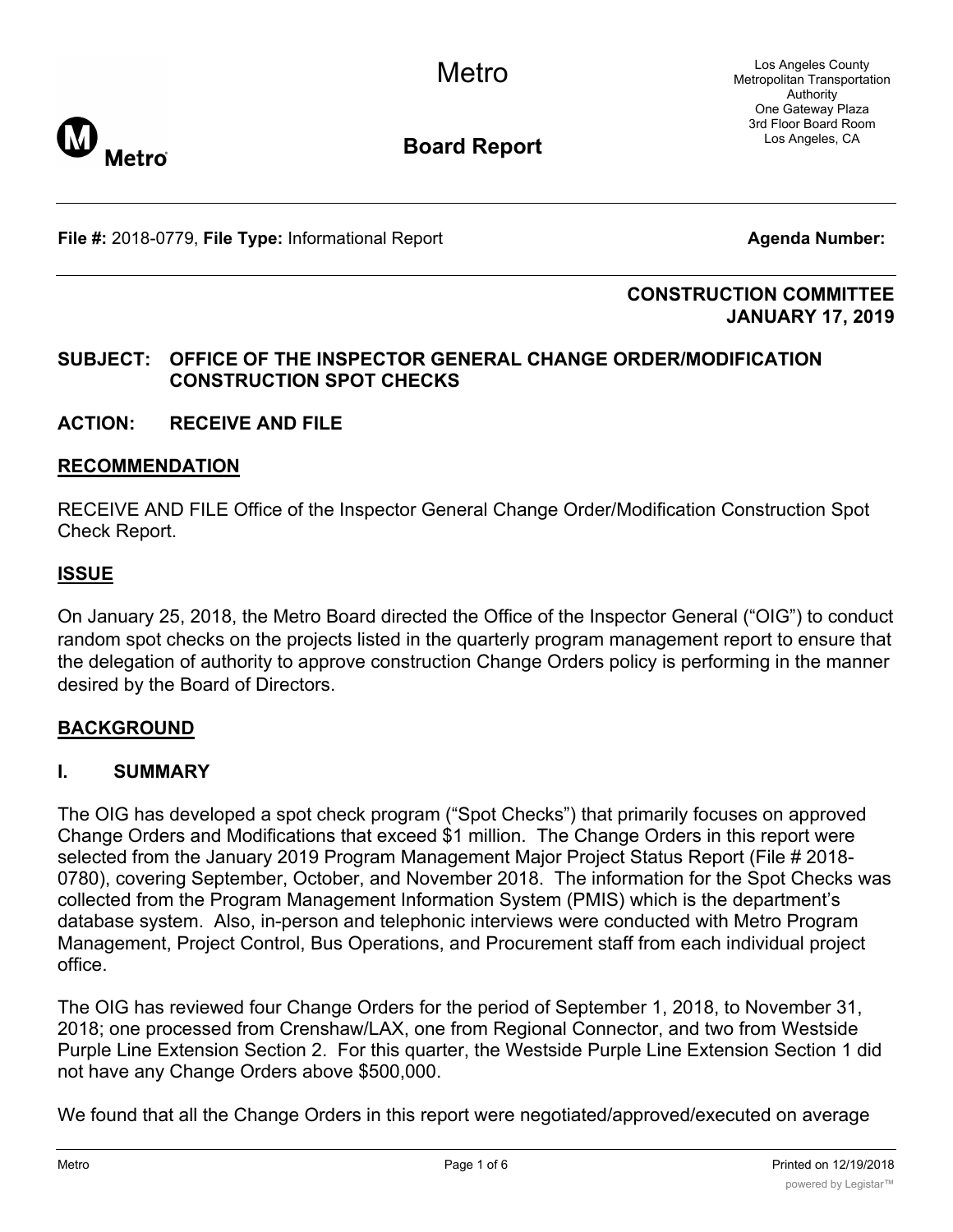# Metro

## Board Report

Los Angeles County Metropolitan Transportation Authority
One Gateway Plaza
3rd Floor Board Room
Los Angeles, CA

**File #:** 2018-0779, **File Type:** Informational Report **Agenda Number:**

**CONSTRUCTION COMMITTEE**
**JANUARY 17, 2019**

**SUBJECT: OFFICE OF THE INSPECTOR GENERAL CHANGE ORDER/MODIFICATION CONSTRUCTION SPOT CHECKS**

**ACTION: RECEIVE AND FILE**

## RECOMMENDATION

RECEIVE AND FILE Office of the Inspector General Change Order/Modification Construction Spot Check Report.

## ISSUE

On January 25, 2018, the Metro Board directed the Office of the Inspector General ("OIG") to conduct random spot checks on the projects listed in the quarterly program management report to ensure that the delegation of authority to approve construction Change Orders policy is performing in the manner desired by the Board of Directors.

## BACKGROUND

### I. SUMMARY

The OIG has developed a spot check program ("Spot Checks") that primarily focuses on approved Change Orders and Modifications that exceed $1 million. The Change Orders in this report were selected from the January 2019 Program Management Major Project Status Report (File # 2018-0780), covering September, October, and November 2018. The information for the Spot Checks was collected from the Program Management Information System (PMIS) which is the department's database system. Also, in-person and telephonic interviews were conducted with Metro Program Management, Project Control, Bus Operations, and Procurement staff from each individual project office.

The OIG has reviewed four Change Orders for the period of September 1, 2018, to November 31, 2018; one processed from Crenshaw/LAX, one from Regional Connector, and two from Westside Purple Line Extension Section 2. For this quarter, the Westside Purple Line Extension Section 1 did not have any Change Orders above $500,000.

We found that all the Change Orders in this report were negotiated/approved/executed on average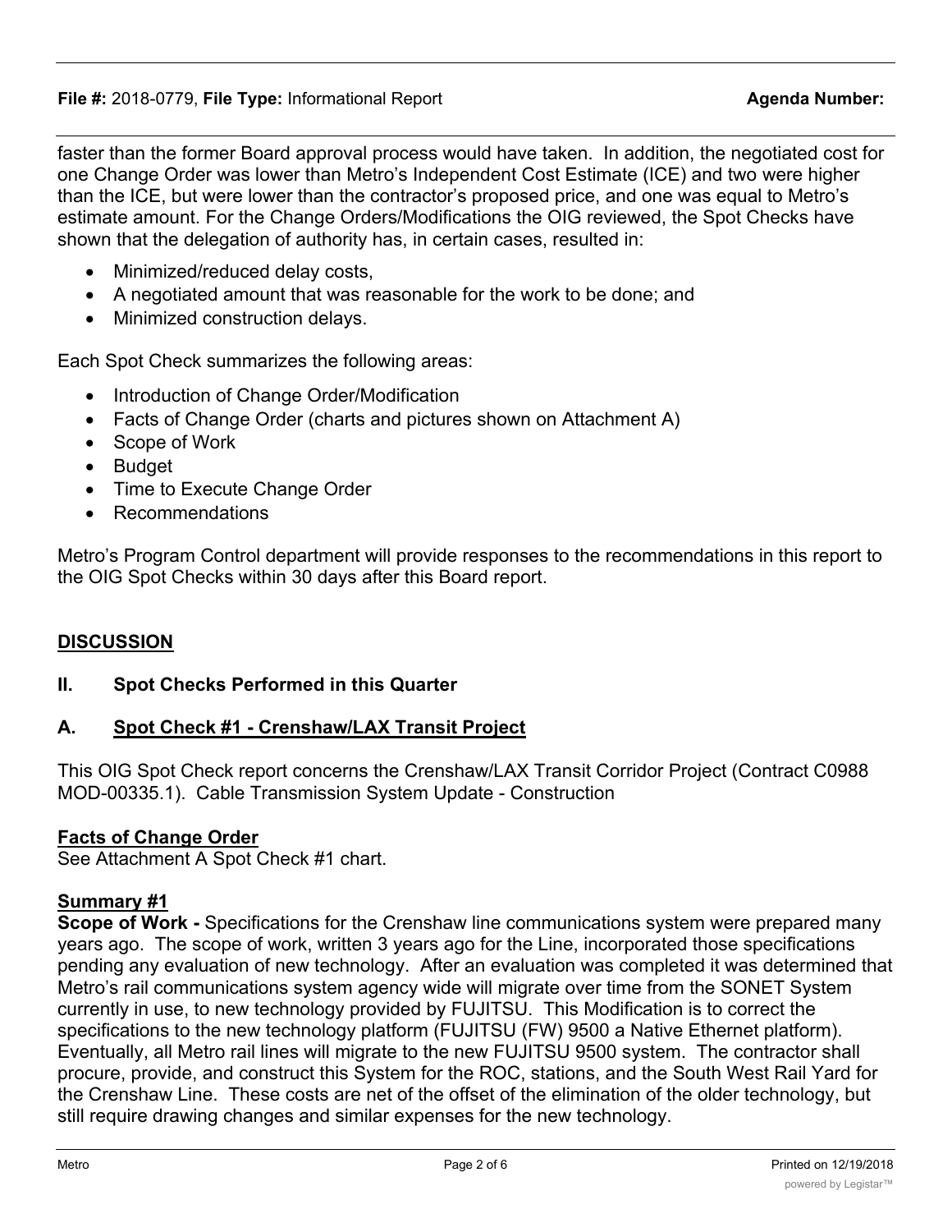faster than the former Board approval process would have taken. In addition, the negotiated cost for one Change Order was lower than Metro's Independent Cost Estimate (ICE) and two were higher than the ICE, but were lower than the contractor's proposed price, and one was equal to Metro's estimate amount. For the Change Orders/Modifications the OIG reviewed, the Spot Checks have shown that the delegation of authority has, in certain cases, resulted in:

- Minimized/reduced delay costs,
- A negotiated amount that was reasonable for the work to be done; and
- Minimized construction delays.

Each Spot Check summarizes the following areas:

- Introduction of Change Order/Modification
- Facts of Change Order (charts and pictures shown on Attachment A)
- Scope of Work
- Budget
- Time to Execute Change Order
- Recommendations

Metro's Program Control department will provide responses to the recommendations in this report to the OIG Spot Checks within 30 days after this Board report.

## DISCUSSION

### II. Spot Checks Performed in this Quarter

### A. Spot Check #1 - Crenshaw/LAX Transit Project

This OIG Spot Check report concerns the Crenshaw/LAX Transit Corridor Project (Contract C0988 MOD-00335.1). Cable Transmission System Update - Construction

**Facts of Change Order**

See Attachment A Spot Check #1 chart.

**Summary #1**

**Scope of Work -** Specifications for the Crenshaw line communications system were prepared many years ago. The scope of work, written 3 years ago for the Line, incorporated those specifications pending any evaluation of new technology. After an evaluation was completed it was determined that Metro's rail communications system agency wide will migrate over time from the SONET System currently in use, to new technology provided by FUJITSU. This Modification is to correct the specifications to the new technology platform (FUJITSU (FW) 9500 a Native Ethernet platform). Eventually, all Metro rail lines will migrate to the new FUJITSU 9500 system. The contractor shall procure, provide, and construct this System for the ROC, stations, and the South West Rail Yard for the Crenshaw Line. These costs are net of the offset of the elimination of the older technology, but still require drawing changes and similar expenses for the new technology.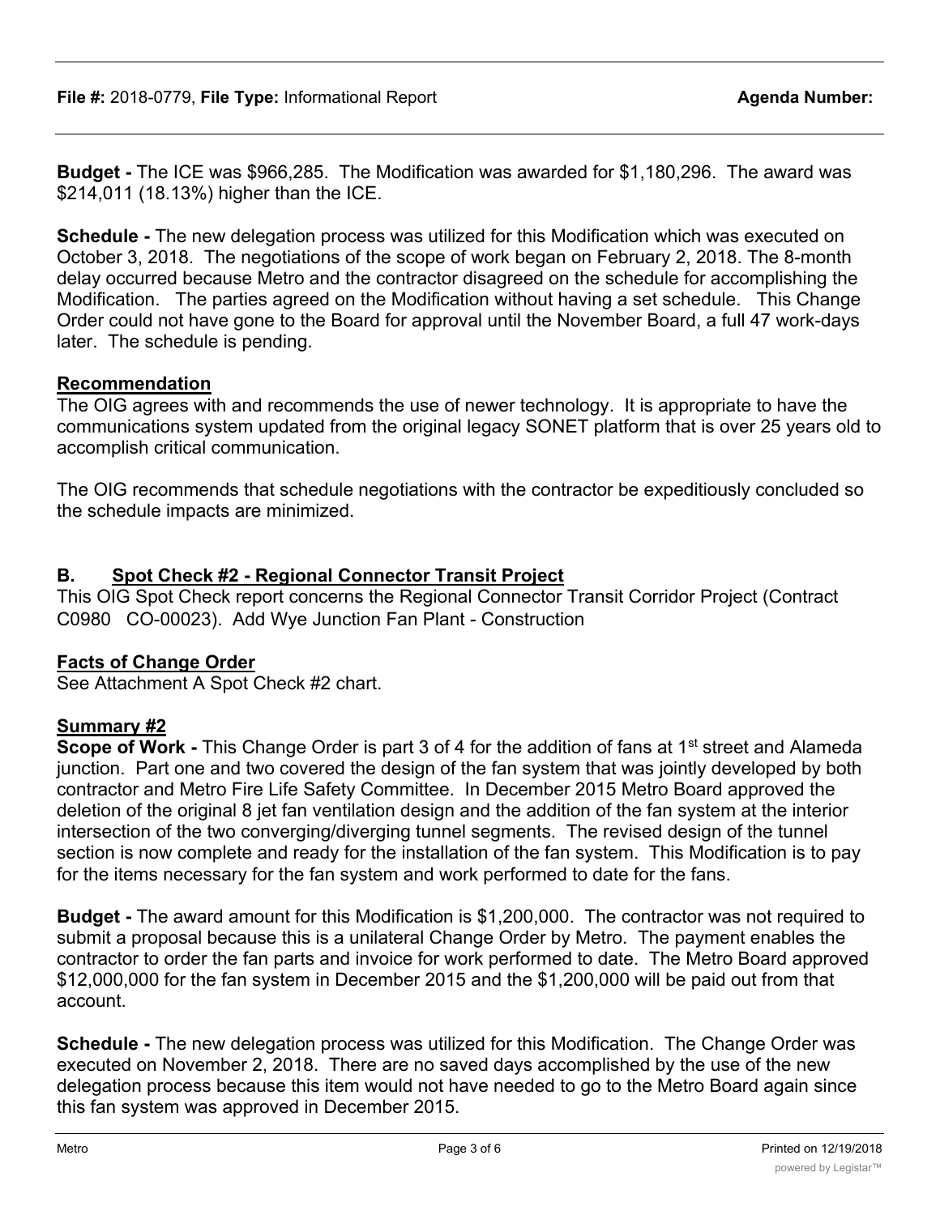**Budget -** The ICE was $966,285. The Modification was awarded for $1,180,296. The award was $214,011 (18.13%) higher than the ICE.

**Schedule -** The new delegation process was utilized for this Modification which was executed on October 3, 2018. The negotiations of the scope of work began on February 2, 2018. The 8-month delay occurred because Metro and the contractor disagreed on the schedule for accomplishing the Modification. The parties agreed on the Modification without having a set schedule. This Change Order could not have gone to the Board for approval until the November Board, a full 47 work-days later. The schedule is pending.

**Recommendation**

The OIG agrees with and recommends the use of newer technology. It is appropriate to have the communications system updated from the original legacy SONET platform that is over 25 years old to accomplish critical communication.

The OIG recommends that schedule negotiations with the contractor be expeditiously concluded so the schedule impacts are minimized.

## B. Spot Check #2 - Regional Connector Transit Project

This OIG Spot Check report concerns the Regional Connector Transit Corridor Project (Contract C0980 CO-00023). Add Wye Junction Fan Plant - Construction

**Facts of Change Order**

See Attachment A Spot Check #2 chart.

**Summary #2**

**Scope of Work -** This Change Order is part 3 of 4 for the addition of fans at 1st street and Alameda junction. Part one and two covered the design of the fan system that was jointly developed by both contractor and Metro Fire Life Safety Committee. In December 2015 Metro Board approved the deletion of the original 8 jet fan ventilation design and the addition of the fan system at the interior intersection of the two converging/diverging tunnel segments. The revised design of the tunnel section is now complete and ready for the installation of the fan system. This Modification is to pay for the items necessary for the fan system and work performed to date for the fans.

**Budget -** The award amount for this Modification is $1,200,000. The contractor was not required to submit a proposal because this is a unilateral Change Order by Metro. The payment enables the contractor to order the fan parts and invoice for work performed to date. The Metro Board approved $12,000,000 for the fan system in December 2015 and the $1,200,000 will be paid out from that account.

**Schedule -** The new delegation process was utilized for this Modification. The Change Order was executed on November 2, 2018. There are no saved days accomplished by the use of the new delegation process because this item would not have needed to go to the Metro Board again since this fan system was approved in December 2015.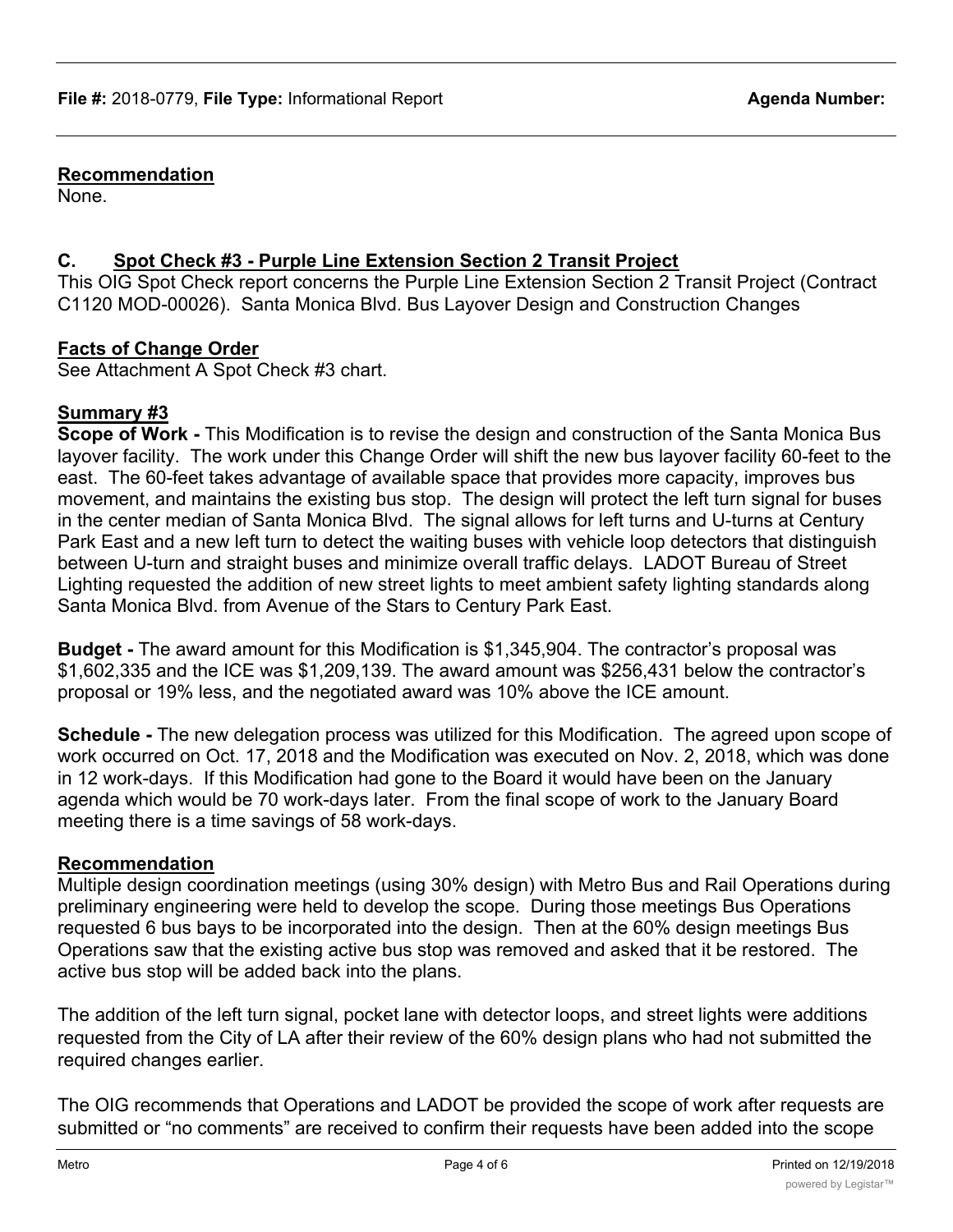**File #:** 2018-0779, **File Type:** Informational Report **Agenda Number:**

**Recommendation**

None.

## C. Spot Check #3 - Purple Line Extension Section 2 Transit Project

This OIG Spot Check report concerns the Purple Line Extension Section 2 Transit Project (Contract C1120 MOD-00026). Santa Monica Blvd. Bus Layover Design and Construction Changes

**Facts of Change Order**

See Attachment A Spot Check #3 chart.

**Summary #3**

**Scope of Work -** This Modification is to revise the design and construction of the Santa Monica Bus layover facility. The work under this Change Order will shift the new bus layover facility 60-feet to the east. The 60-feet takes advantage of available space that provides more capacity, improves bus movement, and maintains the existing bus stop. The design will protect the left turn signal for buses in the center median of Santa Monica Blvd. The signal allows for left turns and U-turns at Century Park East and a new left turn to detect the waiting buses with vehicle loop detectors that distinguish between U-turn and straight buses and minimize overall traffic delays. LADOT Bureau of Street Lighting requested the addition of new street lights to meet ambient safety lighting standards along Santa Monica Blvd. from Avenue of the Stars to Century Park East.

**Budget -** The award amount for this Modification is $1,345,904. The contractor's proposal was $1,602,335 and the ICE was $1,209,139. The award amount was $256,431 below the contractor's proposal or 19% less, and the negotiated award was 10% above the ICE amount.

**Schedule -** The new delegation process was utilized for this Modification. The agreed upon scope of work occurred on Oct. 17, 2018 and the Modification was executed on Nov. 2, 2018, which was done in 12 work-days. If this Modification had gone to the Board it would have been on the January agenda which would be 70 work-days later. From the final scope of work to the January Board meeting there is a time savings of 58 work-days.

**Recommendation**

Multiple design coordination meetings (using 30% design) with Metro Bus and Rail Operations during preliminary engineering were held to develop the scope. During those meetings Bus Operations requested 6 bus bays to be incorporated into the design. Then at the 60% design meetings Bus Operations saw that the existing active bus stop was removed and asked that it be restored. The active bus stop will be added back into the plans.

The addition of the left turn signal, pocket lane with detector loops, and street lights were additions requested from the City of LA after their review of the 60% design plans who had not submitted the required changes earlier.

The OIG recommends that Operations and LADOT be provided the scope of work after requests are submitted or "no comments" are received to confirm their requests have been added into the scope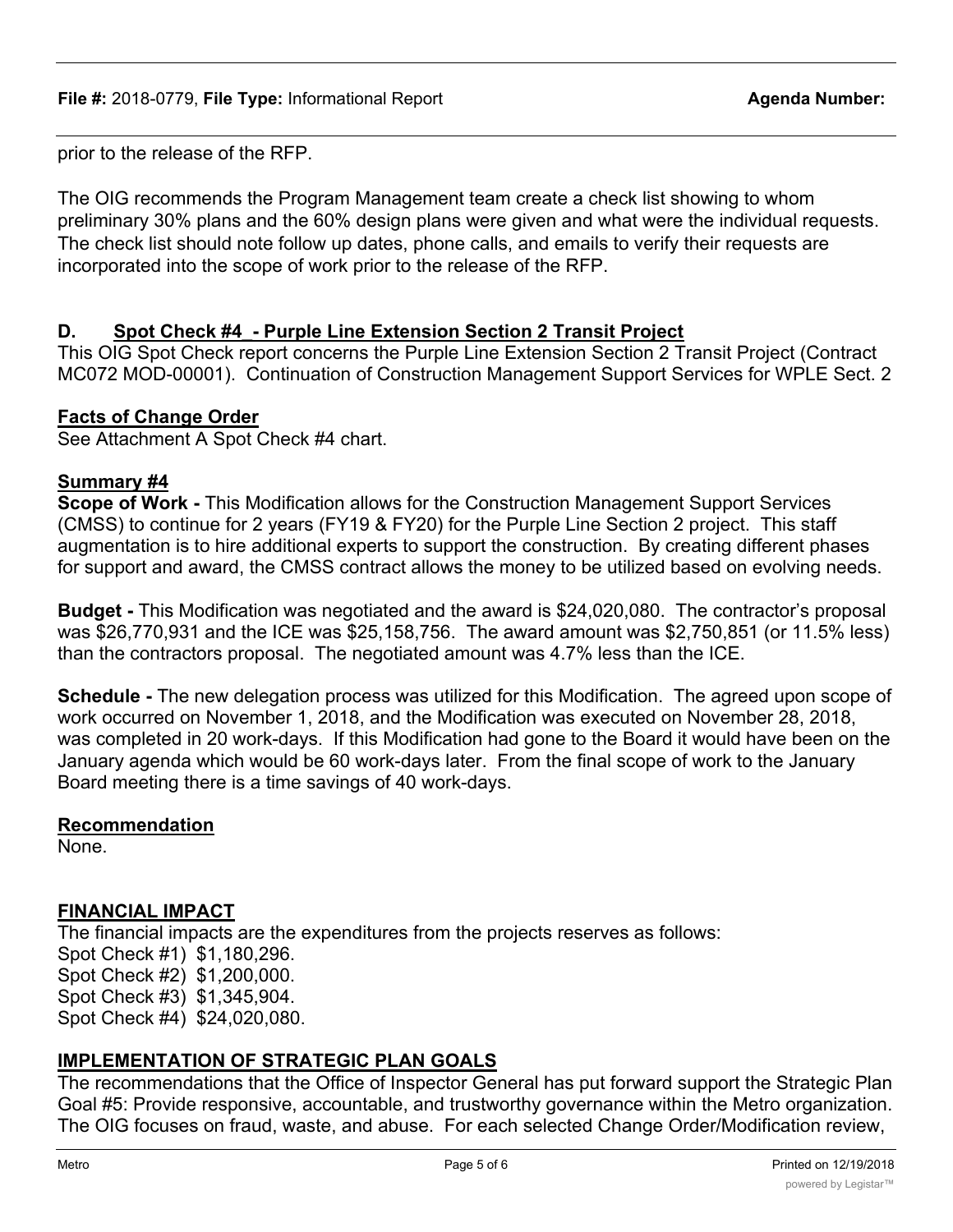prior to the release of the RFP.

The OIG recommends the Program Management team create a check list showing to whom preliminary 30% plans and the 60% design plans were given and what were the individual requests. The check list should note follow up dates, phone calls, and emails to verify their requests are incorporated into the scope of work prior to the release of the RFP.

## D. Spot Check #4_- Purple Line Extension Section 2 Transit Project

This OIG Spot Check report concerns the Purple Line Extension Section 2 Transit Project (Contract MC072 MOD-00001). Continuation of Construction Management Support Services for WPLE Sect. 2

### Facts of Change Order

See Attachment A Spot Check #4 chart.

### Summary #4

**Scope of Work -** This Modification allows for the Construction Management Support Services (CMSS) to continue for 2 years (FY19 & FY20) for the Purple Line Section 2 project. This staff augmentation is to hire additional experts to support the construction. By creating different phases for support and award, the CMSS contract allows the money to be utilized based on evolving needs.

**Budget -** This Modification was negotiated and the award is $24,020,080. The contractor's proposal was $26,770,931 and the ICE was $25,158,756. The award amount was $2,750,851 (or 11.5% less) than the contractors proposal. The negotiated amount was 4.7% less than the ICE.

**Schedule -** The new delegation process was utilized for this Modification. The agreed upon scope of work occurred on November 1, 2018, and the Modification was executed on November 28, 2018, was completed in 20 work-days. If this Modification had gone to the Board it would have been on the January agenda which would be 60 work-days later. From the final scope of work to the January Board meeting there is a time savings of 40 work-days.

### Recommendation

None.

## FINANCIAL IMPACT

The financial impacts are the expenditures from the projects reserves as follows:
Spot Check #1) $1,180,296.
Spot Check #2) $1,200,000.
Spot Check #3) $1,345,904.
Spot Check #4) $24,020,080.

## IMPLEMENTATION OF STRATEGIC PLAN GOALS

The recommendations that the Office of Inspector General has put forward support the Strategic Plan Goal #5: Provide responsive, accountable, and trustworthy governance within the Metro organization. The OIG focuses on fraud, waste, and abuse. For each selected Change Order/Modification review,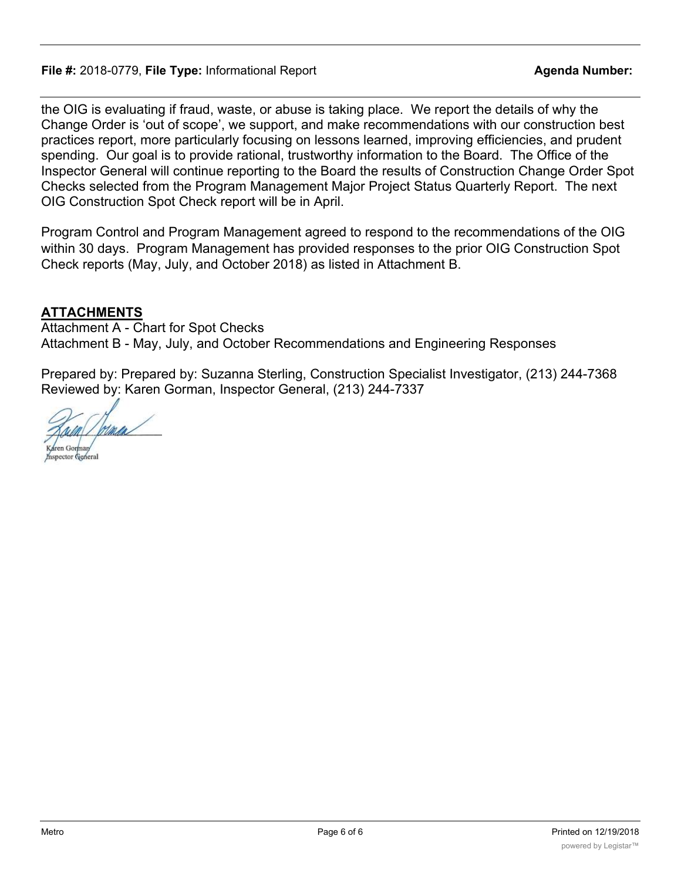the OIG is evaluating if fraud, waste, or abuse is taking place. We report the details of why the Change Order is 'out of scope', we support, and make recommendations with our construction best practices report, more particularly focusing on lessons learned, improving efficiencies, and prudent spending. Our goal is to provide rational, trustworthy information to the Board. The Office of the Inspector General will continue reporting to the Board the results of Construction Change Order Spot Checks selected from the Program Management Major Project Status Quarterly Report. The next OIG Construction Spot Check report will be in April.

Program Control and Program Management agreed to respond to the recommendations of the OIG within 30 days. Program Management has provided responses to the prior OIG Construction Spot Check reports (May, July, and October 2018) as listed in Attachment B.

## ATTACHMENTS

Attachment A - Chart for Spot Checks
Attachment B - May, July, and October Recommendations and Engineering Responses

Prepared by: Prepared by: Suzanna Sterling, Construction Specialist Investigator, (213) 244-7368
Reviewed by: Karen Gorman, Inspector General, (213) 244-7337

Karen Gorman
Inspector General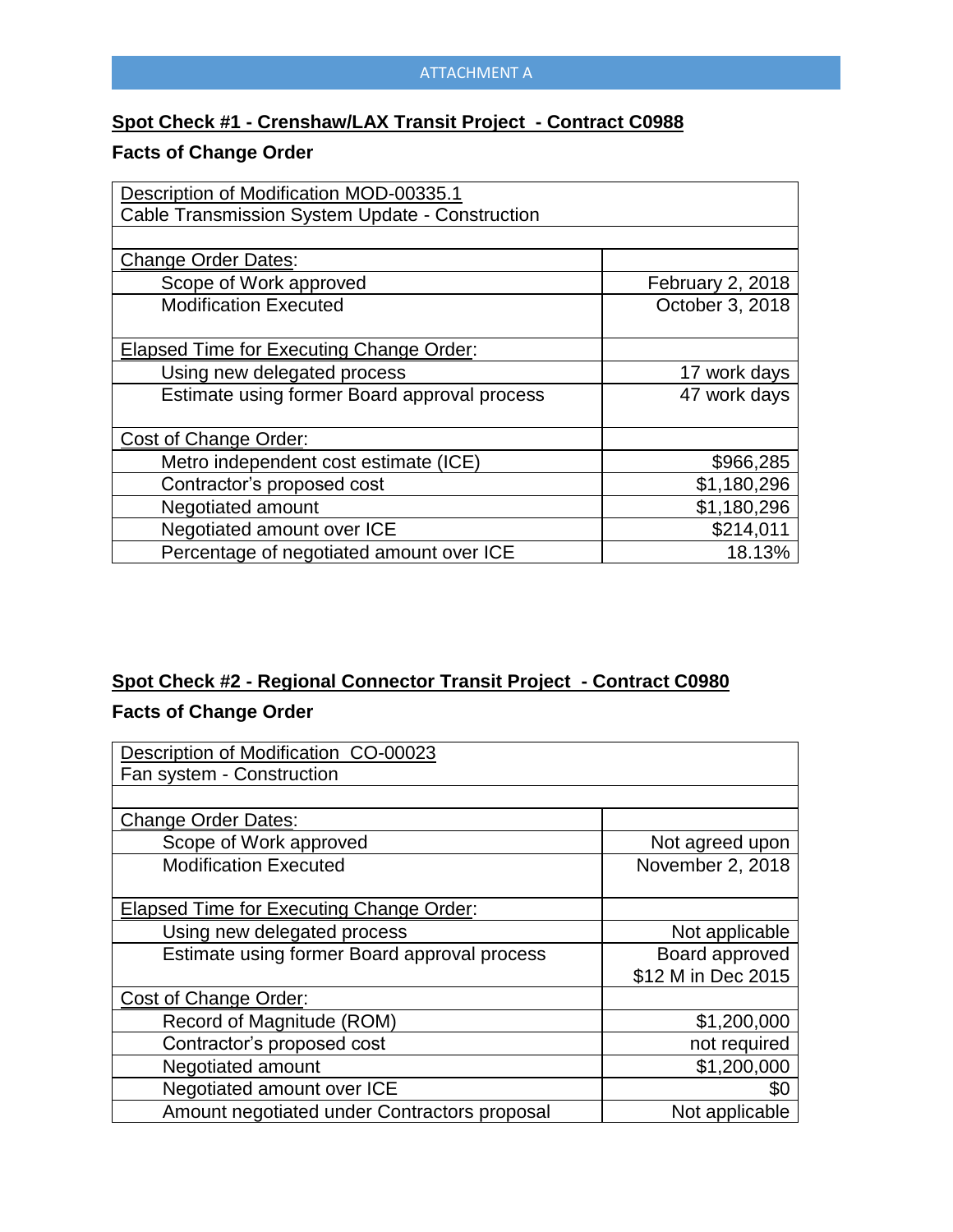ATTACHMENT A

## Spot Check #1 - Crenshaw/LAX Transit Project - Contract C0988

### Facts of Change Order

| Description of Modification MOD-00335.1<br>Cable Transmission System Update - Construction | |
|---|---|
| | |
| Change Order Dates: | |
| Scope of Work approved | February 2, 2018 |
| Modification Executed | October 3, 2018 |
| Elapsed Time for Executing Change Order: | |
| Using new delegated process | 17 work days |
| Estimate using former Board approval process | 47 work days |
| Cost of Change Order: | |
| Metro independent cost estimate (ICE) | $966,285 |
| Contractor's proposed cost | $1,180,296 |
| Negotiated amount | $1,180,296 |
| Negotiated amount over ICE | $214,011 |
| Percentage of negotiated amount over ICE | 18.13% |

## Spot Check #2 - Regional Connector Transit Project - Contract C0980

### Facts of Change Order

| Description of Modification CO-00023<br>Fan system - Construction | |
|---|---|
| | |
| Change Order Dates: | |
| Scope of Work approved | Not agreed upon |
| Modification Executed | November 2, 2018 |
| Elapsed Time for Executing Change Order: | |
| Using new delegated process | Not applicable |
| Estimate using former Board approval process | Board approved $12 M in Dec 2015 |
| Cost of Change Order: | |
| Record of Magnitude (ROM) | $1,200,000 |
| Contractor's proposed cost | not required |
| Negotiated amount | $1,200,000 |
| Negotiated amount over ICE | $0 |
| Amount negotiated under Contractors proposal | Not applicable |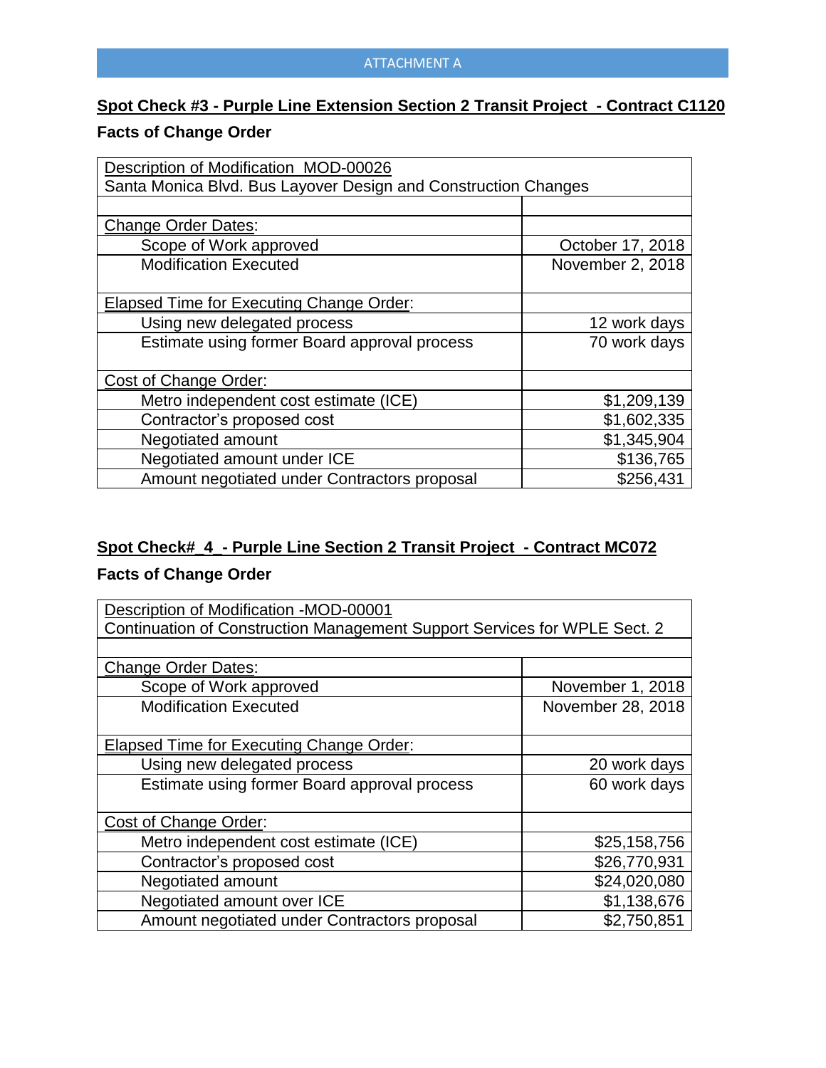ATTACHMENT A

**Spot Check #3 - Purple Line Extension Section 2 Transit Project - Contract C1120**

**Facts of Change Order**

| Description of Modification MOD-00026<br>Santa Monica Blvd. Bus Layover Design and Construction Changes | |
|---|---|
| | |
| Change Order Dates: | |
| Scope of Work approved | October 17, 2018 |
| Modification Executed | November 2, 2018 |
| Elapsed Time for Executing Change Order: | |
| Using new delegated process | 12 work days |
| Estimate using former Board approval process | 70 work days |
| Cost of Change Order: | |
| Metro independent cost estimate (ICE) | $1,209,139 |
| Contractor's proposed cost | $1,602,335 |
| Negotiated amount | $1,345,904 |
| Negotiated amount under ICE | $136,765 |
| Amount negotiated under Contractors proposal | $256,431 |

**Spot Check#_4_- Purple Line Section 2 Transit Project - Contract MC072**

**Facts of Change Order**

| Description of Modification -MOD-00001<br>Continuation of Construction Management Support Services for WPLE Sect. 2 | |
|---|---|
| | |
| Change Order Dates: | |
| Scope of Work approved | November 1, 2018 |
| Modification Executed | November 28, 2018 |
| Elapsed Time for Executing Change Order: | |
| Using new delegated process | 20 work days |
| Estimate using former Board approval process | 60 work days |
| Cost of Change Order: | |
| Metro independent cost estimate (ICE) | $25,158,756 |
| Contractor's proposed cost | $26,770,931 |
| Negotiated amount | $24,020,080 |
| Negotiated amount over ICE | $1,138,676 |
| Amount negotiated under Contractors proposal | $2,750,851 |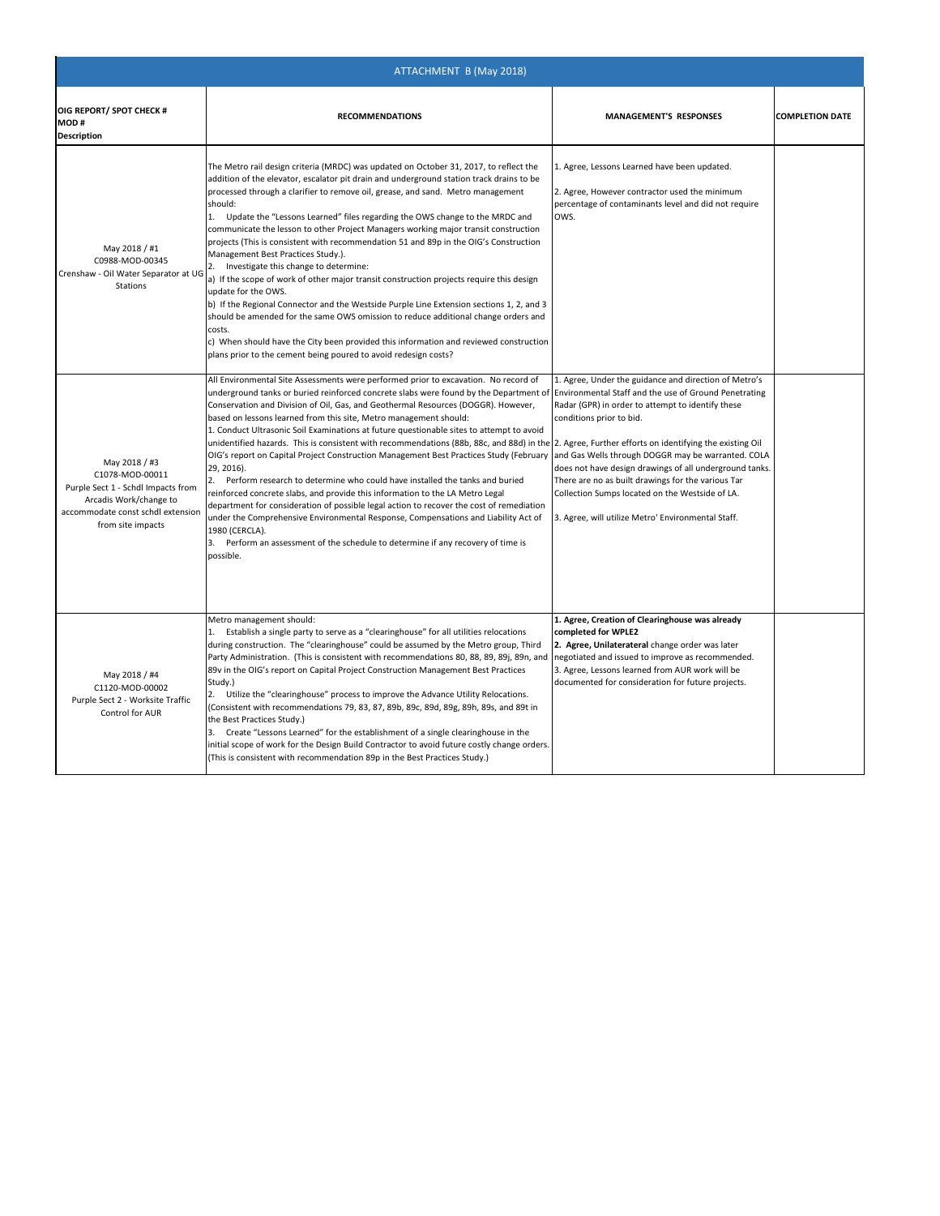| ATTACHMENT B (May 2018) | | | |
|---|---|---|---|
| **OIG REPORT/ SPOT CHECK #**<br>**MOD #**<br>**Description** | **RECOMMENDATIONS** | **MANAGEMENT'S RESPONSES** | **COMPLETION DATE** |
| May 2018 / #1<br>C0988-MOD-00345<br>Crenshaw - Oil Water Separator at UG Stations | The Metro rail design criteria (MRDC) was updated on October 31, 2017, to reflect the addition of the elevator, escalator pit drain and underground station track drains to be processed through a clarifier to remove oil, grease, and sand. Metro management should:<br>1. Update the "Lessons Learned" files regarding the OWS change to the MRDC and communicate the lesson to other Project Managers working major transit construction projects (This is consistent with recommendation 51 and 89p in the OIG's Construction Management Best Practices Study.).<br>2. Investigate this change to determine:<br>a) If the scope of work of other major transit construction projects require this design update for the OWS.<br>b) If the Regional Connector and the Westside Purple Line Extension sections 1, 2, and 3 should be amended for the same OWS omission to reduce additional change orders and costs.<br>c) When should have the City been provided this information and reviewed construction plans prior to the cement being poured to avoid redesign costs? | 1. Agree, Lessons Learned have been updated.<br><br>2. Agree, However contractor used the minimum percentage of contaminants level and did not require OWS. | |
| May 2018 / #3<br>C1078-MOD-00011<br>Purple Sect 1 - Schdl Impacts from Arcadis Work/change to accommodate const schdl extension from site impacts | All Environmental Site Assessments were performed prior to excavation. No record of underground tanks or buried reinforced concrete slabs were found by the Department of Conservation and Division of Oil, Gas, and Geothermal Resources (DOGGR). However, based on lessons learned from this site, Metro management should:<br>1. Conduct Ultrasonic Soil Examinations at future questionable sites to attempt to avoid unidentified hazards. This is consistent with recommendations (88b, 88c, and 88d) in the OIG's report on Capital Project Construction Management Best Practices Study (February 29, 2016).<br>2. Perform research to determine who could have installed the tanks and buried reinforced concrete slabs, and provide this information to the LA Metro Legal department for consideration of possible legal action to recover the cost of remediation under the Comprehensive Environmental Response, Compensations and Liability Act of 1980 (CERCLA).<br>3. Perform an assessment of the schedule to determine if any recovery of time is possible. | 1. Agree, Under the guidance and direction of Metro's Environmental Staff and the use of Ground Penetrating Radar (GPR) in order to attempt to identify these conditions prior to bid.<br><br>2. Agree, Further efforts on identifying the existing Oil and Gas Wells through DOGGR may be warranted. COLA does not have design drawings of all underground tanks. There are no as built drawings for the various Tar Collection Sumps located on the Westside of LA.<br><br>3. Agree, will utilize Metro' Environmental Staff. | |
| May 2018 / #4<br>C1120-MOD-00002<br>Purple Sect 2 - Worksite Traffic Control for AUR | Metro management should:<br>1. Establish a single party to serve as a "clearinghouse" for all utilities relocations during construction. The "clearinghouse" could be assumed by the Metro group, Third Party Administration. (This is consistent with recommendations 80, 88, 89, 89j, 89n, and 89v in the OIG's report on Capital Project Construction Management Best Practices Study.)<br>2. Utilize the "clearinghouse" process to improve the Advance Utility Relocations. (Consistent with recommendations 79, 83, 87, 89b, 89c, 89d, 89g, 89h, 89s, and 89t in the Best Practices Study.)<br>3. Create "Lessons Learned" for the establishment of a single clearinghouse in the initial scope of work for the Design Build Contractor to avoid future costly change orders. (This is consistent with recommendation 89p in the Best Practices Study.) | **1. Agree, Creation of Clearinghouse was already completed for WPLE2**<br>**2. Agree, Unilaterateral** change order was later negotiated and issued to improve as recommended.<br>3. Agree, Lessons learned from AUR work will be documented for consideration for future projects. | |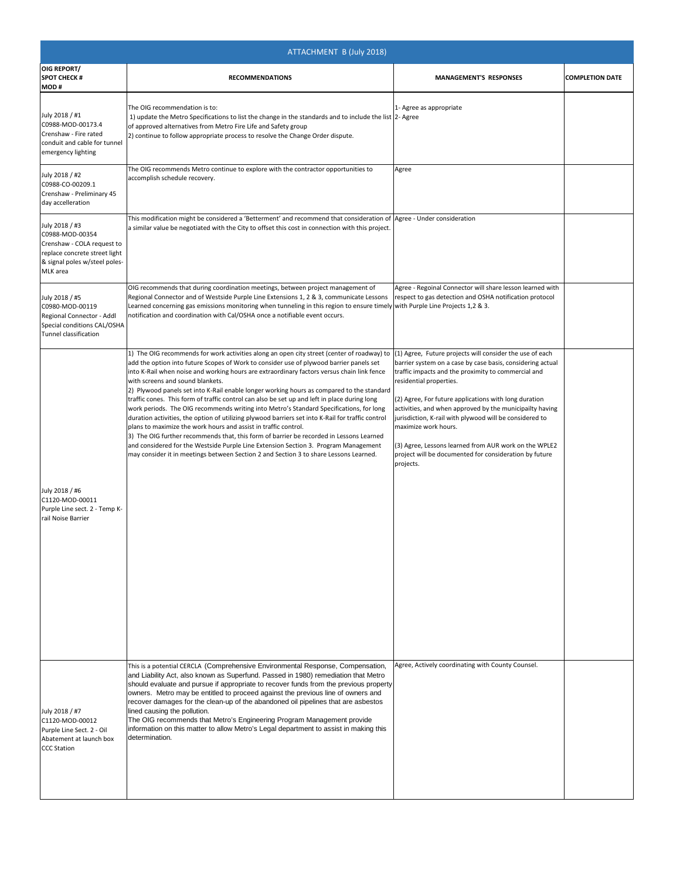# ATTACHMENT B (July 2018)

| OIG REPORT/ SPOT CHECK # MOD # | RECOMMENDATIONS | MANAGEMENT'S RESPONSES | COMPLETION DATE |
|---|---|---|---|
| July 2018 / #1 C0988-MOD-00173.4 Crenshaw - Fire rated conduit and cable for tunnel emergency lighting | The OIG recommendation is to: 1) update the Metro Specifications to list the change in the standards and to include the list of approved alternatives from Metro Fire Life and Safety group 2) continue to follow appropriate process to resolve the Change Order dispute. | 1- Agree as appropriate 2- Agree | |
| July 2018 / #2 C0988-CO-00209.1 Crenshaw - Preliminary 45 day accelleration | The OIG recommends Metro continue to explore with the contractor opportunities to accomplish schedule recovery. | Agree | |
| July 2018 / #3 C0988-MOD-00354 Crenshaw - COLA request to replace concrete street light & signal poles w/steel poles-MLK area | This modification might be considered a 'Betterment' and recommend that consideration of a similar value be negotiated with the City to offset this cost in connection with this project. | Agree - Under consideration | |
| July 2018 / #5 C0980-MOD-00119 Regional Connector - Addl Special conditions CAL/OSHA Tunnel classification | OIG recommends that during coordination meetings, between project management of Regional Connector and of Westside Purple Line Extensions 1, 2 & 3, communicate Lessons Learned concerning gas emissions monitoring when tunneling in this region to ensure timely notification and coordination with Cal/OSHA once a notifiable event occurs. | Agree - Regoinal Connector will share lesson learned with respect to gas detection and OSHA notification protocol with Purple Line Projects 1,2 & 3. | |
| July 2018 / #6 C1120-MOD-00011 Purple Line sect. 2 - Temp K-rail Noise Barrier | 1) The OIG recommends for work activities along an open city street (center of roadway) to add the option into future Scopes of Work to consider use of plywood barrier panels set into K-Rail when noise and working hours are extraordinary factors versus chain link fence with screens and sound blankets. 2) Plywood panels set into K-Rail enable longer working hours as compared to the standard traffic cones. This form of traffic control can also be set up and left in place during long work periods. The OIG recommends writing into Metro's Standard Specifications, for long duration activities, the option of utilizing plywood barriers set into K-Rail for traffic control plans to maximize the work hours and assist in traffic control. 3) The OIG further recommends that, this form of barrier be recorded in Lessons Learned and considered for the Westside Purple Line Extension Section 3. Program Management may consider it in meetings between Section 2 and Section 3 to share Lessons Learned. | (1) Agree, Future projects will consider the use of each barrier system on a case by case basis, considering actual traffic impacts and the proximity to commercial and residential properties. (2) Agree, For future applications with long duration activities, and when approved by the municipailty having jurisdiction, K-rail with plywood will be considered to maximize work hours. (3) Agree, Lessons learned from AUR work on the WPLE2 project will be documented for consideration by future projects. | |
| July 2018 / #7 C1120-MOD-00012 Purple Line Sect. 2 - Oil Abatement at launch box CCC Station | This is a potential CERCLA (Comprehensive Environmental Response, Compensation, and Liability Act, also known as Superfund. Passed in 1980) remediation that Metro should evaluate and pursue if appropriate to recover funds from the previous property owners. Metro may be entitled to proceed against the previous line of owners and recover damages for the clean-up of the abandoned oil pipelines that are asbestos lined causing the pollution. The OIG recommends that Metro's Engineering Program Management provide information on this matter to allow Metro's Legal department to assist in making this determination. | Agree, Actively coordinating with County Counsel. | |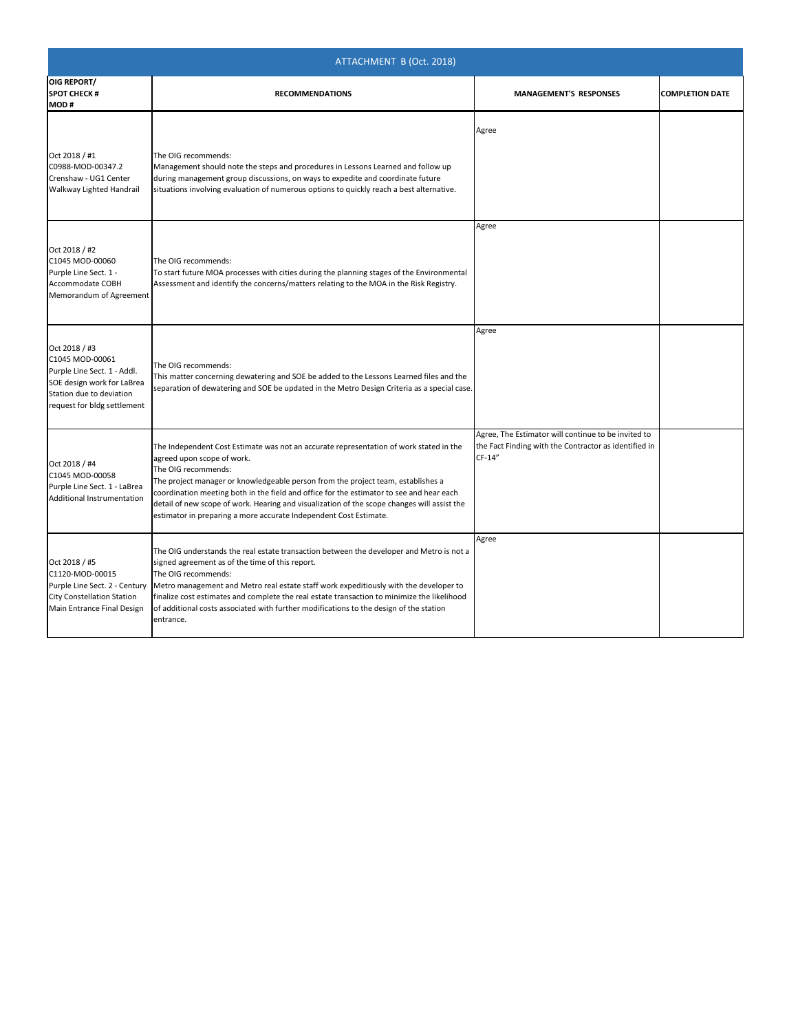# ATTACHMENT B (Oct. 2018)

| OIG REPORT/ SPOT CHECK # MOD # | RECOMMENDATIONS | MANAGEMENT'S RESPONSES | COMPLETION DATE |
|---|---|---|---|
| Oct 2018 / #1 C0988-MOD-00347.2 Crenshaw - UG1 Center Walkway Lighted Handrail | The OIG recommends: Management should note the steps and procedures in Lessons Learned and follow up during management group discussions, on ways to expedite and coordinate future situations involving evaluation of numerous options to quickly reach a best alternative. | Agree | |
| Oct 2018 / #2 C1045 MOD-00060 Purple Line Sect. 1 - Accommodate COBH Memorandum of Agreement | The OIG recommends: To start future MOA processes with cities during the planning stages of the Environmental Assessment and identify the concerns/matters relating to the MOA in the Risk Registry. | Agree | |
| Oct 2018 / #3 C1045 MOD-00061 Purple Line Sect. 1 - Addl. SOE design work for LaBrea Station due to deviation request for bldg settlement | The OIG recommends: This matter concerning dewatering and SOE be added to the Lessons Learned files and the separation of dewatering and SOE be updated in the Metro Design Criteria as a special case. | Agree | |
| Oct 2018 / #4 C1045 MOD-00058 Purple Line Sect. 1 - LaBrea Additional Instrumentation | The Independent Cost Estimate was not an accurate representation of work stated in the agreed upon scope of work. The OIG recommends: The project manager or knowledgeable person from the project team, establishes a coordination meeting both in the field and office for the estimator to see and hear each detail of new scope of work. Hearing and visualization of the scope changes will assist the estimator in preparing a more accurate Independent Cost Estimate. | Agree, The Estimator will continue to be invited to the Fact Finding with the Contractor as identified in CF-14" | |
| Oct 2018 / #5 C1120-MOD-00015 Purple Line Sect. 2 - Century City Constellation Station Main Entrance Final Design | The OIG understands the real estate transaction between the developer and Metro is not a signed agreement as of the time of this report. The OIG recommends: Metro management and Metro real estate staff work expeditiously with the developer to finalize cost estimates and complete the real estate transaction to minimize the likelihood of additional costs associated with further modifications to the design of the station entrance. | Agree | |